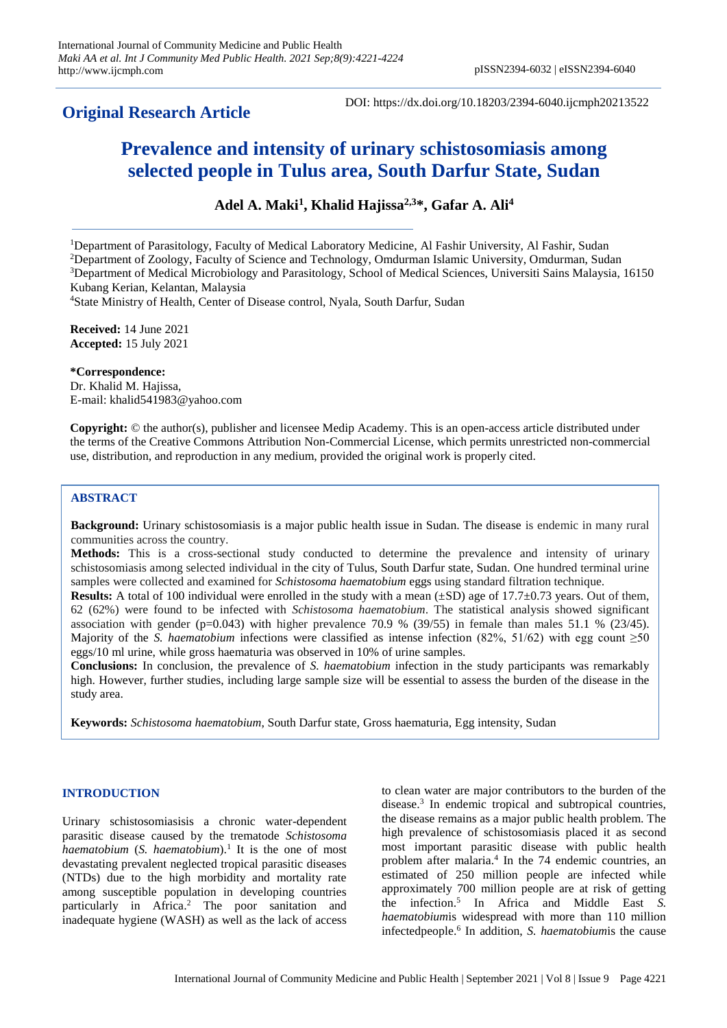## Original Research Article

DOI: https://dx.doi.org/10.18203/2394-6040.ijcmph20213522

# Prevalence and intensity of urinary schistosomiasis among selected people in Tulus area, South Darfur State, Sudan

**Adel A. Maki[1], Khalid Hajissa[2,3]*, Gafar A. Ali[4]**

[1]Department of Parasitology, Faculty of Medical Laboratory Medicine, Al Fashir University, Al Fashir, Sudan
[2]Department of Zoology, Faculty of Science and Technology, Omdurman Islamic University, Omdurman, Sudan
[3]Department of Medical Microbiology and Parasitology, School of Medical Sciences, Universiti Sains Malaysia, 16150 Kubang Kerian, Kelantan, Malaysia
[4]State Ministry of Health, Center of Disease control, Nyala, South Darfur, Sudan

**Received:** 14 June 2021
**Accepted:** 15 July 2021

**\*Correspondence:**
Dr. Khalid M. Hajissa,
E-mail: khalid541983@yahoo.com

**Copyright:** © the author(s), publisher and licensee Medip Academy. This is an open-access article distributed under the terms of the Creative Commons Attribution Non-Commercial License, which permits unrestricted non-commercial use, distribution, and reproduction in any medium, provided the original work is properly cited.

## ABSTRACT

**Background:** Urinary schistosomiasis is a major public health issue in Sudan. The disease is endemic in many rural communities across the country.

**Methods:** This is a cross-sectional study conducted to determine the prevalence and intensity of urinary schistosomiasis among selected individual in the city of Tulus, South Darfur state, Sudan. One hundred terminal urine samples were collected and examined for *Schistosoma haematobium* eggs using standard filtration technique.

**Results:** A total of 100 individual were enrolled in the study with a mean (±SD) age of 17.7±0.73 years. Out of them, 62 (62%) were found to be infected with *Schistosoma haematobium*. The statistical analysis showed significant association with gender ($p=0.043$) with higher prevalence 70.9 % (39/55) in female than males 51.1 % (23/45). Majority of the *S. haematobium* infections were classified as intense infection (82%, 51/62) with egg count ≥50 eggs/10 ml urine, while gross haematuria was observed in 10% of urine samples.

**Conclusions:** In conclusion, the prevalence of *S. haematobium* infection in the study participants was remarkably high. However, further studies, including large sample size will be essential to assess the burden of the disease in the study area.

**Keywords:** *Schistosoma haematobium*, South Darfur state, Gross haematuria, Egg intensity, Sudan

## INTRODUCTION

Urinary schistosomiasisis a chronic water-dependent parasitic disease caused by the trematode *Schistosoma haematobium* (*S. haematobium*).[1] It is the one of most devastating prevalent neglected tropical parasitic diseases (NTDs) due to the high morbidity and mortality rate among susceptible population in developing countries particularly in Africa.[2] The poor sanitation and inadequate hygiene (WASH) as well as the lack of access to clean water are major contributors to the burden of the disease.[3] In endemic tropical and subtropical countries, the disease remains as a major public health problem. The high prevalence of schistosomiasis placed it as second most important parasitic disease with public health problem after malaria.[4] In the 74 endemic countries, an estimated of 250 million people are infected while approximately 700 million people are at risk of getting the infection.[5] In Africa and Middle East *S. haematobium*is widespread with more than 110 million infectedpeople.[6] In addition, *S. haematobium*is the cause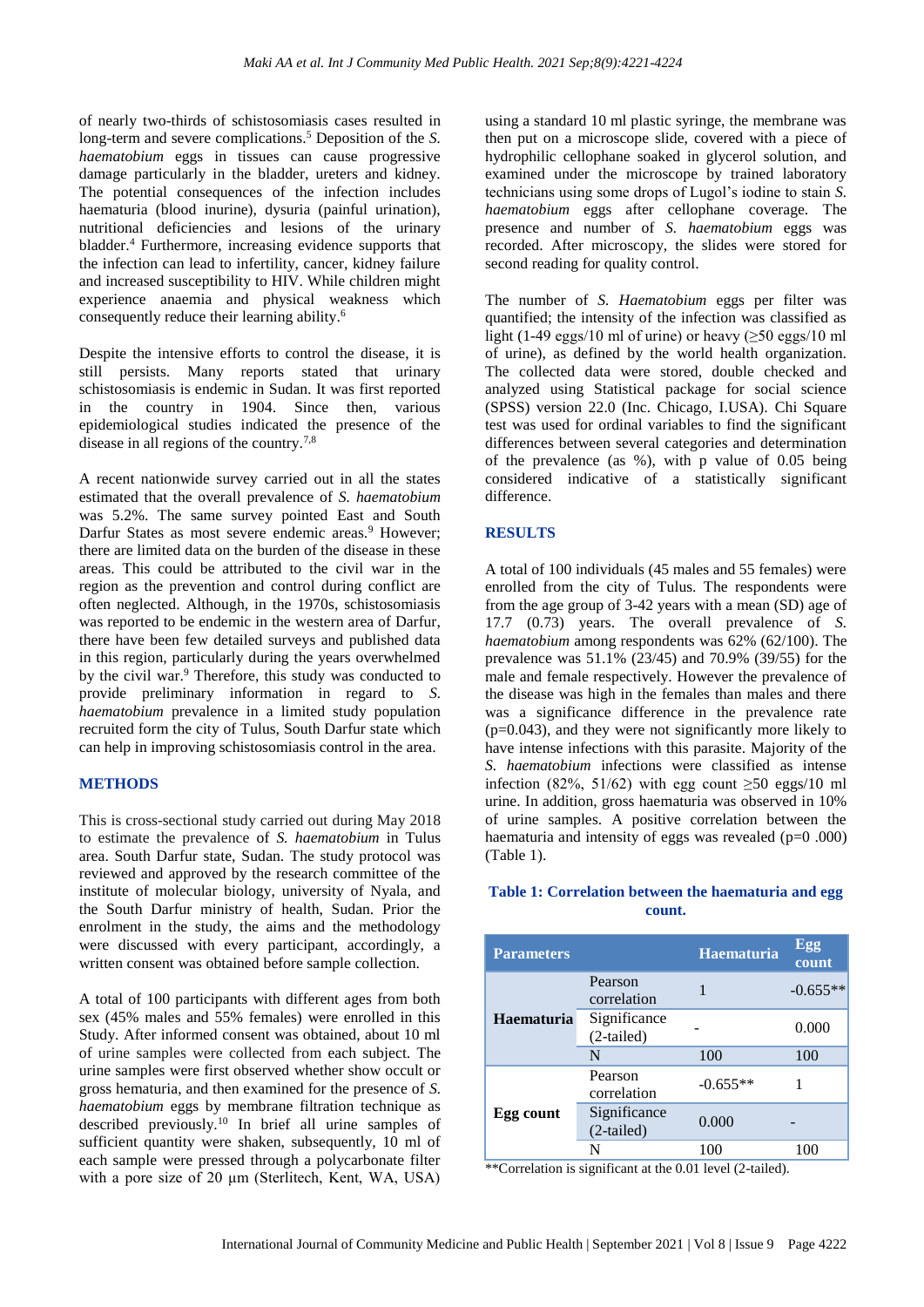of nearly two-thirds of schistosomiasis cases resulted in long-term and severe complications.[5] Deposition of the *S. haematobium* eggs in tissues can cause progressive damage particularly in the bladder, ureters and kidney. The potential consequences of the infection includes haematuria (blood inurine), dysuria (painful urination), nutritional deficiencies and lesions of the urinary bladder.[4] Furthermore, increasing evidence supports that the infection can lead to infertility, cancer, kidney failure and increased susceptibility to HIV. While children might experience anaemia and physical weakness which consequently reduce their learning ability.[6]

Despite the intensive efforts to control the disease, it is still persists. Many reports stated that urinary schistosomiasis is endemic in Sudan. It was first reported in the country in 1904. Since then, various epidemiological studies indicated the presence of the disease in all regions of the country.[7,8]

A recent nationwide survey carried out in all the states estimated that the overall prevalence of *S. haematobium* was 5.2%. The same survey pointed East and South Darfur States as most severe endemic areas.[9] However; there are limited data on the burden of the disease in these areas. This could be attributed to the civil war in the region as the prevention and control during conflict are often neglected. Although, in the 1970s, schistosomiasis was reported to be endemic in the western area of Darfur, there have been few detailed surveys and published data in this region, particularly during the years overwhelmed by the civil war.[9] Therefore, this study was conducted to provide preliminary information in regard to *S. haematobium* prevalence in a limited study population recruited form the city of Tulus, South Darfur state which can help in improving schistosomiasis control in the area.

## METHODS

This is cross-sectional study carried out during May 2018 to estimate the prevalence of *S. haematobium* in Tulus area. South Darfur state, Sudan. The study protocol was reviewed and approved by the research committee of the institute of molecular biology, university of Nyala, and the South Darfur ministry of health, Sudan. Prior the enrolment in the study, the aims and the methodology were discussed with every participant, accordingly, a written consent was obtained before sample collection.

A total of 100 participants with different ages from both sex (45% males and 55% females) were enrolled in this Study. After informed consent was obtained, about 10 ml of urine samples were collected from each subject. The urine samples were first observed whether show occult or gross hematuria, and then examined for the presence of *S. haematobium* eggs by membrane filtration technique as described previously.[10] In brief all urine samples of sufficient quantity were shaken, subsequently, 10 ml of each sample were pressed through a polycarbonate filter with a pore size of 20 µm (Sterlitech, Kent, WA, USA) using a standard 10 ml plastic syringe, the membrane was then put on a microscope slide, covered with a piece of hydrophilic cellophane soaked in glycerol solution, and examined under the microscope by trained laboratory technicians using some drops of Lugol's iodine to stain *S. haematobium* eggs after cellophane coverage. The presence and number of *S. haematobium* eggs was recorded. After microscopy, the slides were stored for second reading for quality control.

The number of *S. Haematobium* eggs per filter was quantified; the intensity of the infection was classified as light (1-49 eggs/10 ml of urine) or heavy (≥50 eggs/10 ml of urine), as defined by the world health organization. The collected data were stored, double checked and analyzed using Statistical package for social science (SPSS) version 22.0 (Inc. Chicago, I.USA). Chi Square test was used for ordinal variables to find the significant differences between several categories and determination of the prevalence (as %), with p value of 0.05 being considered indicative of a statistically significant difference.

## RESULTS

A total of 100 individuals (45 males and 55 females) were enrolled from the city of Tulus. The respondents were from the age group of 3-42 years with a mean (SD) age of 17.7 (0.73) years. The overall prevalence of *S. haematobium* among respondents was 62% (62/100). The prevalence was 51.1% (23/45) and 70.9% (39/55) for the male and female respectively. However the prevalence of the disease was high in the females than males and there was a significance difference in the prevalence rate ($p=0.043$), and they were not significantly more likely to have intense infections with this parasite. Majority of the *S. haematobium* infections were classified as intense infection (82%, 51/62) with egg count ≥50 ml urine. In addition, gross haematuria was observed in 10% of urine samples. A positive correlation between the haematuria and intensity of eggs was revealed ($p=0.000$) (Table 1).

**Table 1: Correlation between the haematuria and egg count.**

| Parameters | | Haematuria | Egg count |
|---|---|---|---|
| Haematuria | Pearson correlation | 1 | -0.655** |
| | Significance (2-tailed) | - | 0.000 |
| | N | 100 | 100 |
| Egg count | Pearson correlation | -0.655** | 1 |
| | Significance (2-tailed) | 0.000 | - |
| | N | 100 | 100 |

**Correlation is significant at the 0.01 level (2-tailed).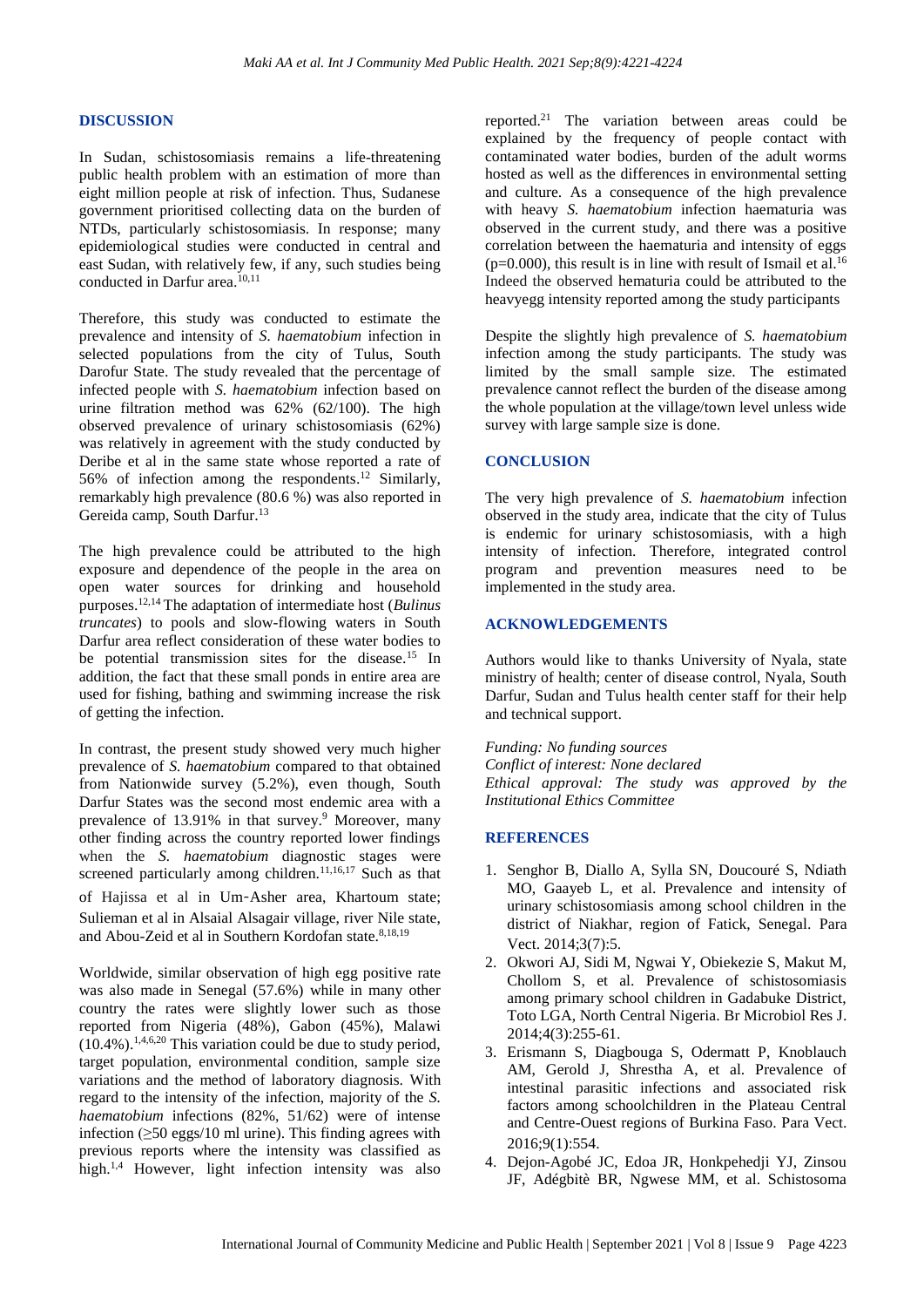## DISCUSSION

In Sudan, schistosomiasis remains a life-threatening public health problem with an estimation of more than eight million people at risk of infection. Thus, Sudanese government prioritised collecting data on the burden of NTDs, particularly schistosomiasis. In response; many epidemiological studies were conducted in central and east Sudan, with relatively few, if any, such studies being conducted in Darfur area.[10,11]

Therefore, this study was conducted to estimate the prevalence and intensity of *S. haematobium* infection in selected populations from the city of Tulus, South Darofur State. The study revealed that the percentage of infected people with *S. haematobium* infection based on urine filtration method was 62% (62/100). The high observed prevalence of urinary schistosomiasis (62%) was relatively in agreement with the study conducted by Deribe et al in the same state whose reported a rate of 56% of infection among the respondents.[12] Similarly, remarkably high prevalence (80.6 %) was also reported in Gereida camp, South Darfur.[13]

The high prevalence could be attributed to the high exposure and dependence of the people in the area on open water sources for drinking and household purposes.[12,14] The adaptation of intermediate host (*Bulinus truncates*) to pools and slow-flowing waters in South Darfur area reflect consideration of these water bodies to be potential transmission sites for the disease.[15] In addition, the fact that these small ponds in entire area are used for fishing, bathing and swimming increase the risk of getting the infection.

In contrast, the present study showed very much higher prevalence of *S. haematobium* compared to that obtained from Nationwide survey (5.2%), even though, South Darfur States was the second most endemic area with a prevalence of 13.91% in that survey.[9] Moreover, many other finding across the country reported lower findings when the *S. haematobium* diagnostic stages were screened particularly among children.[11,16,17] Such as that of Hajissa et al in Um-Asher area, Khartoum state; Sulieman et al in Alsaial Alsagair village, river Nile state, and Abou-Zeid et al in Southern Kordofan state.[8,18,19]

Worldwide, similar observation of high egg positive rate was also made in Senegal (57.6%) while in many other country the rates were slightly lower such as those reported from Nigeria (48%), Gabon (45%), Malawi (10.4%).[1,4,6,20] This variation could be due to study period, target population, environmental condition, sample size variations and the method of laboratory diagnosis. With regard to the intensity of the infection, majority of the *S. haematobium* infections (82%, 51/62) were of intense infection (≥50 eggs/10 ml urine). This finding agrees with previous reports where the intensity was classified as high.[1,4] However, light infection intensity was also reported.[21] The variation between areas could be explained by the frequency of people contact with contaminated water bodies, burden of the adult worms hosted as well as the differences in environmental setting and culture. As a consequence of the high prevalence with heavy *S. haematobium* infection haematuria was observed in the current study, and there was a positive correlation between the haematuria and intensity of eggs ($p=0.000$), this result is in line with result of Ismail et al.[16] Indeed the observed hematuria could be attributed to the heavyegg intensity reported among the study participants

Despite the slightly high prevalence of *S. haematobium* infection among the study participants. The study was limited by the small sample size. The estimated prevalence cannot reflect the burden of the disease among the whole population at the village/town level unless wide survey with large sample size is done.

## CONCLUSION

The very high prevalence of *S. haematobium* infection observed in the study area, indicate that the city of Tulus is endemic for urinary schistosomiasis, with a high intensity of infection. Therefore, integrated control program and prevention measures need to be implemented in the study area.

## ACKNOWLEDGEMENTS

Authors would like to thanks University of Nyala, state ministry of health; center of disease control, Nyala, South Darfur, Sudan and Tulus health center staff for their help and technical support.

*Funding: No funding sources*
*Conflict of interest: None declared*
*Ethical approval: The study was approved by the Institutional Ethics Committee*

## REFERENCES

1. Senghor B, Diallo A, Sylla SN, Doucouré S, Ndiath MO, Gaayeb L, et al. Prevalence and intensity of urinary schistosomiasis among school children in the district of Niakhar, region of Fatick, Senegal. Para Vect. 2014;3(7):5.
2. Okwori AJ, Sidi M, Ngwai Y, Obiekezie S, Makut M, Chollom S, et al. Prevalence of schistosomiasis among primary school children in Gadabuke District, Toto LGA, North Central Nigeria. Br Microbiol Res J. 2014;4(3):255-61.
3. Erismann S, Diagbouga S, Odermatt P, Knoblauch AM, Gerold J, Shrestha A, et al. Prevalence of intestinal parasitic infections and associated risk factors among schoolchildren in the Plateau Central and Centre-Ouest regions of Burkina Faso. Para Vect. 2016;9(1):554.
4. Dejon-Agobé JC, Edoa JR, Honkpehedji YJ, Zinsou JF, Adégbitè BR, Ngwese MM, et al. Schistosoma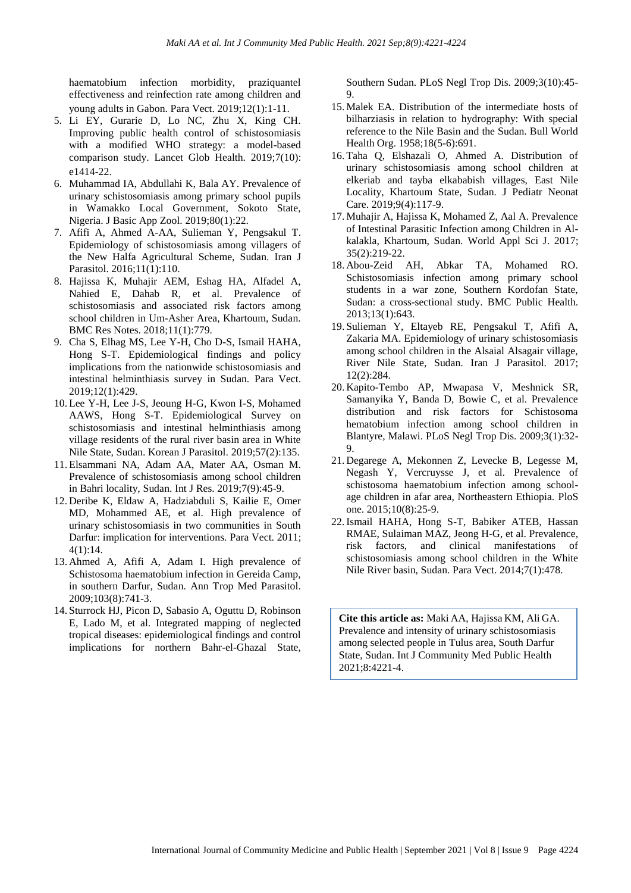haematobium infection morbidity, praziquantel effectiveness and reinfection rate among children and young adults in Gabon. Para Vect. 2019;12(1):1-11.

5. Li EY, Gurarie D, Lo NC, Zhu X, King CH. Improving public health control of schistosomiasis with a modified WHO strategy: a model-based comparison study. Lancet Glob Health. 2019;7(10): e1414-22.
6. Muhammad IA, Abdullahi K, Bala AY. Prevalence of urinary schistosomiasis among primary school pupils in Wamakko Local Government, Sokoto State, Nigeria. J Basic App Zool. 2019;80(1):22.
7. Afifi A, Ahmed A-AA, Sulieman Y, Pengsakul T. Epidemiology of schistosomiasis among villagers of the New Halfa Agricultural Scheme, Sudan. Iran J Parasitol. 2016;11(1):110.
8. Hajissa K, Muhajir AEM, Eshag HA, Alfadel A, Nahied E, Dahab R, et al. Prevalence of schistosomiasis and associated risk factors among school children in Um-Asher Area, Khartoum, Sudan. BMC Res Notes. 2018;11(1):779.
9. Cha S, Elhag MS, Lee Y-H, Cho D-S, Ismail HAHA, Hong S-T. Epidemiological findings and policy implications from the nationwide schistosomiasis and intestinal helminthiasis survey in Sudan. Para Vect. 2019;12(1):429.
10. Lee Y-H, Lee J-S, Jeoung H-G, Kwon I-S, Mohamed AAWS, Hong S-T. Epidemiological Survey on schistosomiasis and intestinal helminthiasis among village residents of the rural river basin area in White Nile State, Sudan. Korean J Parasitol. 2019;57(2):135.
11. Elsammani NA, Adam AA, Mater AA, Osman M. Prevalence of schistosomiasis among school children in Bahri locality, Sudan. Int J Res. 2019;7(9):45-9.
12. Deribe K, Eldaw A, Hadziabduli S, Kailie E, Omer MD, Mohammed AE, et al. High prevalence of urinary schistosomiasis in two communities in South Darfur: implication for interventions. Para Vect. 2011; 4(1):14.
13. Ahmed A, Afifi A, Adam I. High prevalence of Schistosoma haematobium infection in Gereida Camp, in southern Darfur, Sudan. Ann Trop Med Parasitol. 2009;103(8):741-3.
14. Sturrock HJ, Picon D, Sabasio A, Oguttu D, Robinson E, Lado M, et al. Integrated mapping of neglected tropical diseases: epidemiological findings and control implications for northern Bahr-el-Ghazal State, Southern Sudan. PLoS Negl Trop Dis. 2009;3(10):45-9.
15. Malek EA. Distribution of the intermediate hosts of bilharziasis in relation to hydrography: With special reference to the Nile Basin and the Sudan. Bull World Health Org. 1958;18(5-6):691.
16. Taha Q, Elshazali O, Ahmed A. Distribution of urinary schistosomiasis among school children at elkeriab and tayba elkababish villages, East Nile Locality, Khartoum State, Sudan. J Pediatr Neonat Care. 2019;9(4):117-9.
17. Muhajir A, Hajissa K, Mohamed Z, Aal A. Prevalence of Intestinal Parasitic Infection among Children in Al-kalakla, Khartoum, Sudan. World Appl Sci J. 2017; 35(2):219-22.
18. Abou-Zeid AH, Abkar TA, Mohamed RO. Schistosomiasis infection among primary school students in a war zone, Southern Kordofan State, Sudan: a cross-sectional study. BMC Public Health. 2013;13(1):643.
19. Sulieman Y, Eltayeb RE, Pengsakul T, Afifi A, Zakaria MA. Epidemiology of urinary schistosomiasis among school children in the Alsaial Alsagair village, River Nile State, Sudan. Iran J Parasitol. 2017; 12(2):284.
20. Kapito-Tembo AP, Mwapasa V, Meshnick SR, Samanyika Y, Banda D, Bowie C, et al. Prevalence distribution and risk factors for Schistosoma hematobium infection among school children in Blantyre, Malawi. PLoS Negl Trop Dis. 2009;3(1):32-9.
21. Degarege A, Mekonnen Z, Levecke B, Legesse M, Negash Y, Vercruysse J, et al. Prevalence of schistosoma haematobium infection among school-age children in afar area, Northeastern Ethiopia. PloS one. 2015;10(8):25-9.
22. Ismail HAHA, Hong S-T, Babiker ATEB, Hassan RMAE, Sulaiman MAZ, Jeong H-G, et al. Prevalence, risk factors, and clinical manifestations of schistosomiasis among school children in the White Nile River basin, Sudan. Para Vect. 2014;7(1):478.

**Cite this article as:** Maki AA, Hajissa KM, Ali GA. Prevalence and intensity of urinary schistosomiasis among selected people in Tulus area, South Darfur State, Sudan. Int J Community Med Public Health 2021;8:4221-4.